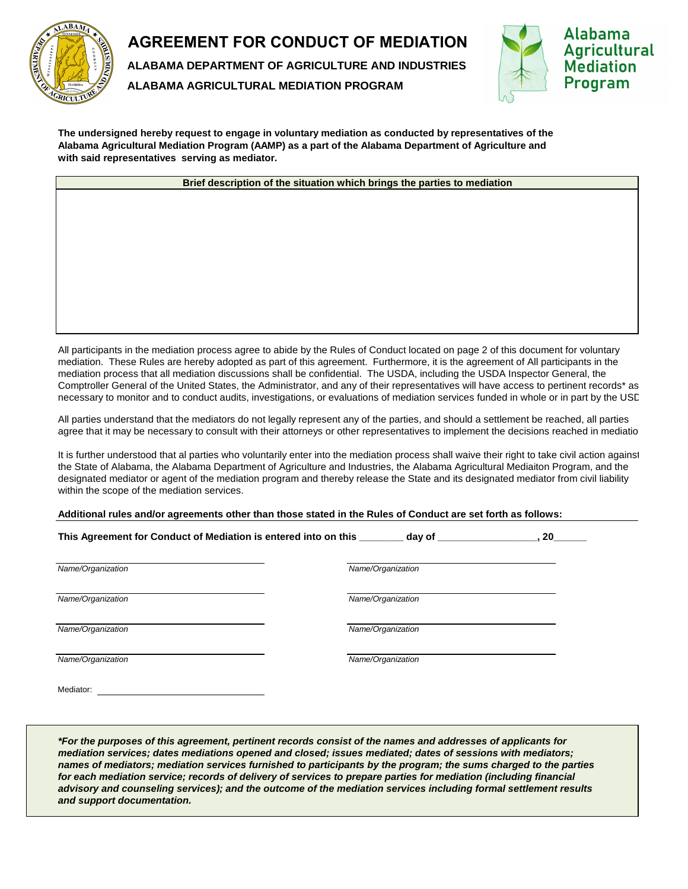# AGREEMENT FOR CONDUCT OF MEDIATION

**ALABAMA DEPARTMENT OF AGRICULTURE AND INDUSTRIES**

**ALABAMA AGRICULTURAL MEDIATION PROGRAM**

Alabama Agricultural Mediation Program

**The undersigned hereby request to engage in voluntary mediation as conducted by representatives of the Alabama Agricultural Mediation Program (AAMP) as a part of the Alabama Department of Agriculture and with said representatives serving as mediator.**

| **Brief description of the situation which brings the parties to mediation** |
|---|
| |

All participants in the mediation process agree to abide by the Rules of Conduct located on page 2 of this document for voluntary mediation. These Rules are hereby adopted as part of this agreement. Furthermore, it is the agreement of All participants in the mediation process that all mediation discussions shall be confidential. The USDA, including the USDA Inspector General, the Comptroller General of the United States, the Administrator, and any of their representatives will have access to pertinent records* as necessary to monitor and to conduct audits, investigations, or evaluations of mediation services funded in whole or in part by the USD

All parties understand that the mediators do not legally represent any of the parties, and should a settlement be reached, all parties agree that it may be necessary to consult with their attorneys or other representatives to implement the decisions reached in mediatio

It is further understood that al parties who voluntarily enter into the mediation process shall waive their right to take civil action against the State of Alabama, the Alabama Department of Agriculture and Industries, the Alabama Agricultural Mediaiton Program, and the designated mediator or agent of the mediation program and thereby release the State and its designated mediator from civil liability within the scope of the mediation services.

**Additional rules and/or agreements other than those stated in the Rules of Conduct are set forth as follows:**

**This Agreement for Conduct of Mediation is entered into on this ________ day of __________________, 20______**

| | |
|---|---|
| _Name/Organization_ | _Name/Organization_ |
| _Name/Organization_ | _Name/Organization_ |
| _Name/Organization_ | _Name/Organization_ |
| _Name/Organization_ | _Name/Organization_ |

Mediator: ______________________________

***For the purposes of this agreement, pertinent records consist of the names and addresses of applicants for mediation services; dates mediations opened and closed; issues mediated; dates of sessions with mediators; names of mediators; mediation services furnished to participants by the program; the sums charged to the parties for each mediation service; records of delivery of services to prepare parties for mediation (including financial advisory and counseling services); and the outcome of the mediation services including formal settlement results and support documentation.***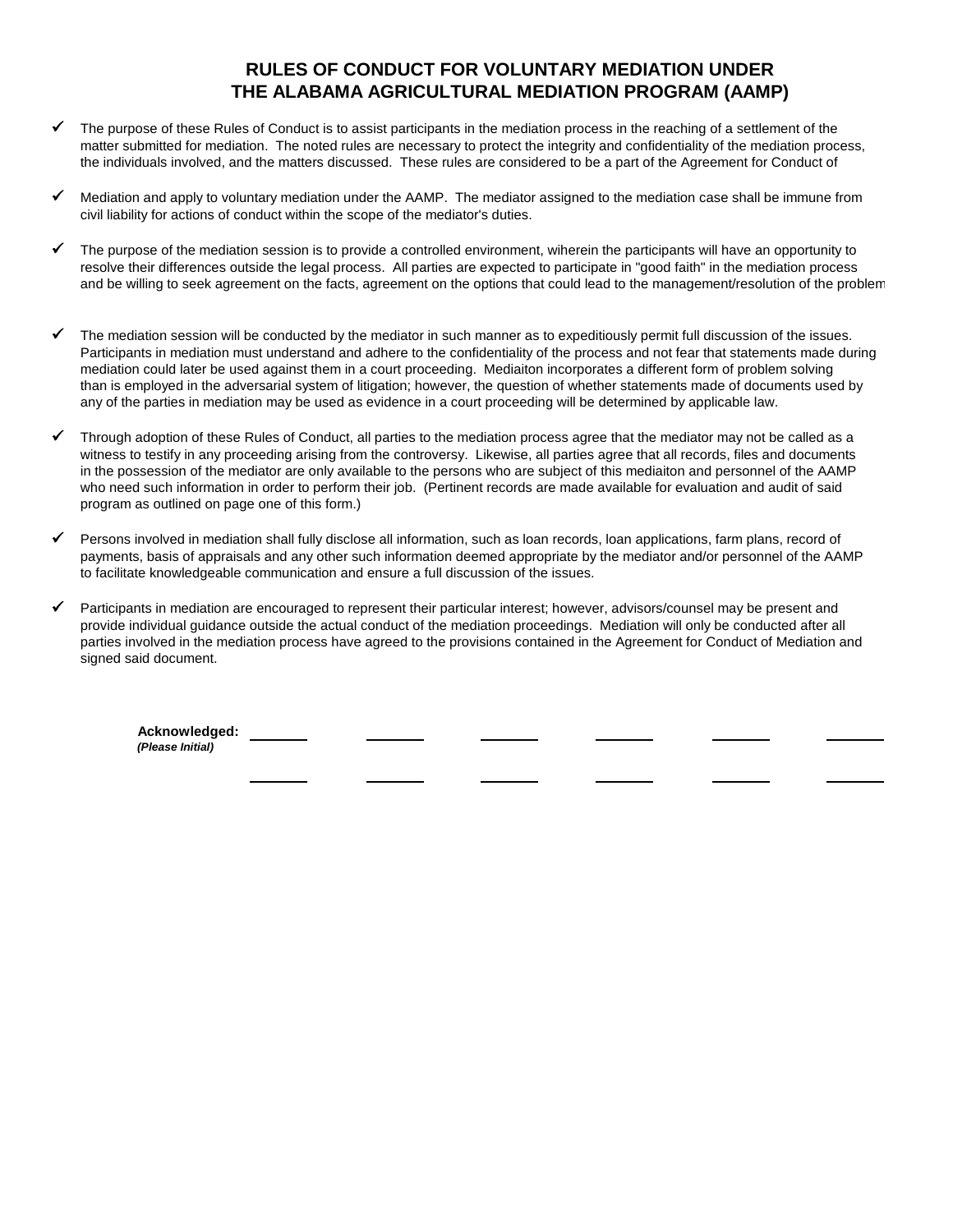## RULES OF CONDUCT FOR VOLUNTARY MEDIATION UNDER THE ALABAMA AGRICULTURAL MEDIATION PROGRAM (AAMP)

- ✓ The purpose of these Rules of Conduct is to assist participants in the mediation process in the reaching of a settlement of the matter submitted for mediation. The noted rules are necessary to protect the integrity and confidentiality of the mediation process, the individuals involved, and the matters discussed. These rules are considered to be a part of the Agreement for Conduct of

- ✓ Mediation and apply to voluntary mediation under the AAMP. The mediator assigned to the mediation case shall be immune from civil liability for actions of conduct within the scope of the mediator's duties.

- ✓ The purpose of the mediation session is to provide a controlled environment, wiherein the participants will have an opportunity to resolve their differences outside the legal process. All parties are expected to participate in "good faith" in the mediation process and be willing to seek agreement on the facts, agreement on the options that could lead to the management/resolution of the problem

- ✓ The mediation session will be conducted by the mediator in such manner as to expeditiously permit full discussion of the issues. Participants in mediation must understand and adhere to the confidentiality of the process and not fear that statements made during mediation could later be used against them in a court proceeding. Mediaiton incorporates a different form of problem solving than is employed in the adversarial system of litigation; however, the question of whether statements made of documents used by any of the parties in mediation may be used as evidence in a court proceeding will be determined by applicable law.

- ✓ Through adoption of these Rules of Conduct, all parties to the mediation process agree that the mediator may not be called as a witness to testify in any proceeding arising from the controversy. Likewise, all parties agree that all records, files and documents in the possession of the mediator are only available to the persons who are subject of this mediaiton and personnel of the AAMP who need such information in order to perform their job. (Pertinent records are made available for evaluation and audit of said program as outlined on page one of this form.)

- ✓ Persons involved in mediation shall fully disclose all information, such as loan records, loan applications, farm plans, record of payments, basis of appraisals and any other such information deemed appropriate by the mediator and/or personnel of the AAMP to facilitate knowledgeable communication and ensure a full discussion of the issues.

- ✓ Participants in mediation are encouraged to represent their particular interest; however, advisors/counsel may be present and provide individual guidance outside the actual conduct of the mediation proceedings. Mediation will only be conducted after all parties involved in the mediation process have agreed to the provisions contained in the Agreement for Conduct of Mediation and signed said document.

**Acknowledged:** _______ _______ _______ _______ _______ _______
***(Please Initial)***

_______ _______ _______ _______ _______ _______